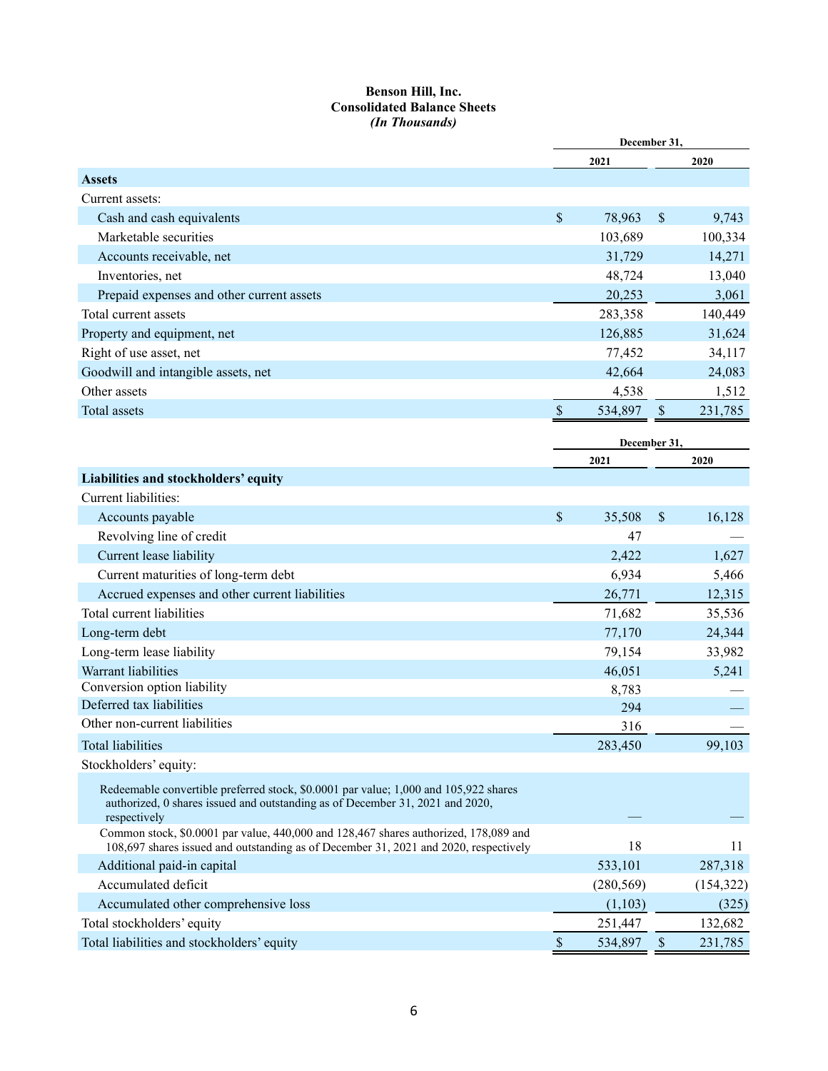**Benson Hill, Inc.**
**Consolidated Balance Sheets**
***(In Thousands)***

| | December 31, 2021 | December 31, 2020 |
|---|---|---|
| **Assets** | | |
| Current assets: | | |
| Cash and cash equivalents | $ 78,963 | $ 9,743 |
| Marketable securities | 103,689 | 100,334 |
| Accounts receivable, net | 31,729 | 14,271 |
| Inventories, net | 48,724 | 13,040 |
| Prepaid expenses and other current assets | 20,253 | 3,061 |
| Total current assets | 283,358 | 140,449 |
| Property and equipment, net | 126,885 | 31,624 |
| Right of use asset, net | 77,452 | 34,117 |
| Goodwill and intangible assets, net | 42,664 | 24,083 |
| Other assets | 4,538 | 1,512 |
| Total assets | $ 534,897 | $ 231,785 |

| | December 31, 2021 | December 31, 2020 |
|---|---|---|
| **Liabilities and stockholders' equity** | | |
| Current liabilities: | | |
| Accounts payable | $ 35,508 | $ 16,128 |
| Revolving line of credit | 47 | — |
| Current lease liability | 2,422 | 1,627 |
| Current maturities of long-term debt | 6,934 | 5,466 |
| Accrued expenses and other current liabilities | 26,771 | 12,315 |
| Total current liabilities | 71,682 | 35,536 |
| Long-term debt | 77,170 | 24,344 |
| Long-term lease liability | 79,154 | 33,982 |
| Warrant liabilities | 46,051 | 5,241 |
| Conversion option liability | 8,783 | — |
| Deferred tax liabilities | 294 | — |
| Other non-current liabilities | 316 | — |
| Total liabilities | 283,450 | 99,103 |
| Stockholders' equity: | | |
| Redeemable convertible preferred stock, $0.0001 par value; 1,000 and 105,922 shares authorized, 0 shares issued and outstanding as of December 31, 2021 and 2020, respectively | — | — |
| Common stock, $0.0001 par value, 440,000 and 128,467 shares authorized, 178,089 and 108,697 shares issued and outstanding as of December 31, 2021 and 2020, respectively | 18 | 11 |
| Additional paid-in capital | 533,101 | 287,318 |
| Accumulated deficit | (280,569) | (154,322) |
| Accumulated other comprehensive loss | (1,103) | (325) |
| Total stockholders' equity | 251,447 | 132,682 |
| Total liabilities and stockholders' equity | $ 534,897 | $ 231,785 |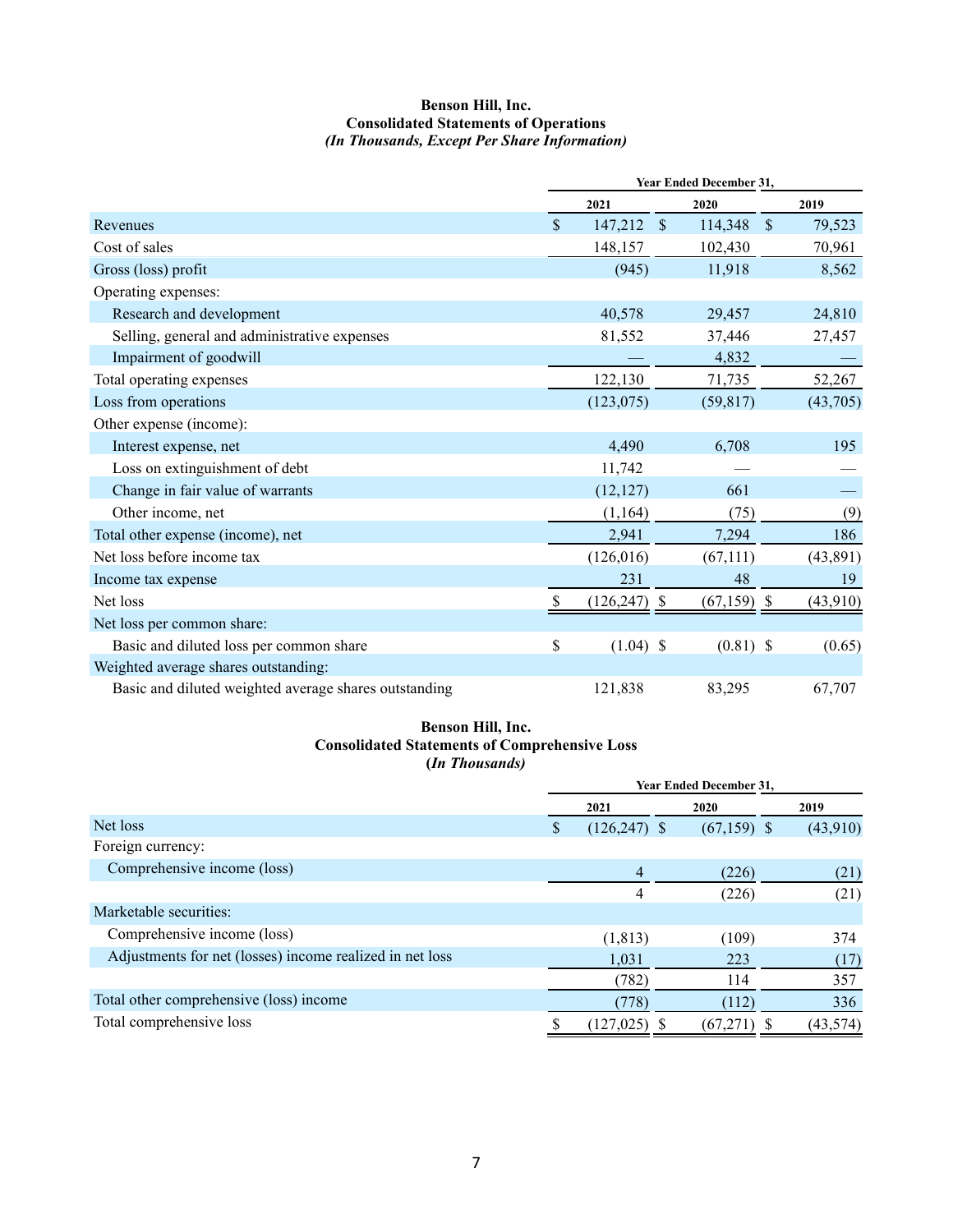**Benson Hill, Inc.**
**Consolidated Statements of Operations**
***(In Thousands, Except Per Share Information)***

| | Year Ended December 31, | | |
|---|---|---|---|
| | 2021 | 2020 | 2019 |
| Revenues | $ 147,212 | $ 114,348 | $ 79,523 |
| Cost of sales | 148,157 | 102,430 | 70,961 |
| Gross (loss) profit | (945) | 11,918 | 8,562 |
| Operating expenses: | | | |
| Research and development | 40,578 | 29,457 | 24,810 |
| Selling, general and administrative expenses | 81,552 | 37,446 | 27,457 |
| Impairment of goodwill | — | 4,832 | — |
| Total operating expenses | 122,130 | 71,735 | 52,267 |
| Loss from operations | (123,075) | (59,817) | (43,705) |
| Other expense (income): | | | |
| Interest expense, net | 4,490 | 6,708 | 195 |
| Loss on extinguishment of debt | 11,742 | — | — |
| Change in fair value of warrants | (12,127) | 661 | — |
| Other income, net | (1,164) | (75) | (9) |
| Total other expense (income), net | 2,941 | 7,294 | 186 |
| Net loss before income tax | (126,016) | (67,111) | (43,891) |
| Income tax expense | 231 | 48 | 19 |
| Net loss | $ (126,247) | $ (67,159) | $ (43,910) |
| Net loss per common share: | | | |
| Basic and diluted loss per common share | $ (1.04) | $ (0.81) | $ (0.65) |
| Weighted average shares outstanding: | | | |
| Basic and diluted weighted average shares outstanding | 121,838 | 83,295 | 67,707 |

**Benson Hill, Inc.**
**Consolidated Statements of Comprehensive Loss**
**(*In Thousands)***

| | Year Ended December 31, | | |
|---|---|---|---|
| | 2021 | 2020 | 2019 |
| Net loss | $ (126,247) | $ (67,159) | $ (43,910) |
| Foreign currency: | | | |
| Comprehensive income (loss) | 4 | (226) | (21) |
| | 4 | (226) | (21) |
| Marketable securities: | | | |
| Comprehensive income (loss) | (1,813) | (109) | 374 |
| Adjustments for net (losses) income realized in net loss | 1,031 | 223 | (17) |
| | (782) | 114 | 357 |
| Total other comprehensive (loss) income | (778) | (112) | 336 |
| Total comprehensive loss | $ (127,025) | $ (67,271) | $ (43,574) |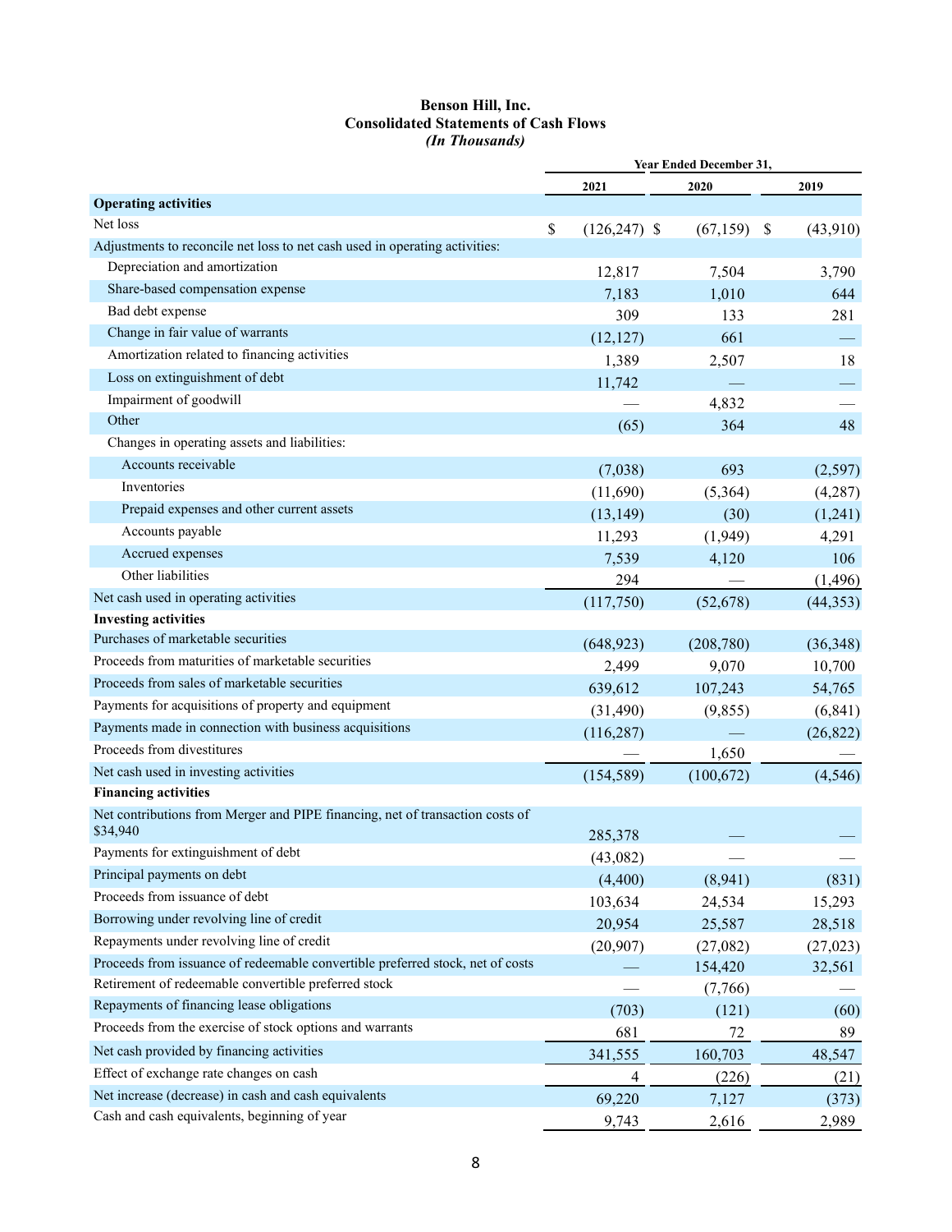**Benson Hill, Inc.**
**Consolidated Statements of Cash Flows**
***(In Thousands)***

| | Year Ended December 31, | | |
|---|---|---|---|
| | 2021 | 2020 | 2019 |
| **Operating activities** | | | |
| Net loss | $ (126,247) | $ (67,159) | $ (43,910) |
| Adjustments to reconcile net loss to net cash used in operating activities: | | | |
| Depreciation and amortization | 12,817 | 7,504 | 3,790 |
| Share-based compensation expense | 7,183 | 1,010 | 644 |
| Bad debt expense | 309 | 133 | 281 |
| Change in fair value of warrants | (12,127) | 661 | — |
| Amortization related to financing activities | 1,389 | 2,507 | 18 |
| Loss on extinguishment of debt | 11,742 | — | — |
| Impairment of goodwill | — | 4,832 | — |
| Other | (65) | 364 | 48 |
| Changes in operating assets and liabilities: | | | |
| Accounts receivable | (7,038) | 693 | (2,597) |
| Inventories | (11,690) | (5,364) | (4,287) |
| Prepaid expenses and other current assets | (13,149) | (30) | (1,241) |
| Accounts payable | 11,293 | (1,949) | 4,291 |
| Accrued expenses | 7,539 | 4,120 | 106 |
| Other liabilities | 294 | — | (1,496) |
| Net cash used in operating activities | (117,750) | (52,678) | (44,353) |
| **Investing activities** | | | |
| Purchases of marketable securities | (648,923) | (208,780) | (36,348) |
| Proceeds from maturities of marketable securities | 2,499 | 9,070 | 10,700 |
| Proceeds from sales of marketable securities | 639,612 | 107,243 | 54,765 |
| Payments for acquisitions of property and equipment | (31,490) | (9,855) | (6,841) |
| Payments made in connection with business acquisitions | (116,287) | — | (26,822) |
| Proceeds from divestitures | — | 1,650 | — |
| Net cash used in investing activities | (154,589) | (100,672) | (4,546) |
| **Financing activities** | | | |
| Net contributions from Merger and PIPE financing, net of transaction costs of $34,940 | 285,378 | — | — |
| Payments for extinguishment of debt | (43,082) | — | — |
| Principal payments on debt | (4,400) | (8,941) | (831) |
| Proceeds from issuance of debt | 103,634 | 24,534 | 15,293 |
| Borrowing under revolving line of credit | 20,954 | 25,587 | 28,518 |
| Repayments under revolving line of credit | (20,907) | (27,082) | (27,023) |
| Proceeds from issuance of redeemable convertible preferred stock, net of costs | — | 154,420 | 32,561 |
| Retirement of redeemable convertible preferred stock | — | (7,766) | — |
| Repayments of financing lease obligations | (703) | (121) | (60) |
| Proceeds from the exercise of stock options and warrants | 681 | 72 | 89 |
| Net cash provided by financing activities | 341,555 | 160,703 | 48,547 |
| Effect of exchange rate changes on cash | 4 | (226) | (21) |
| Net increase (decrease) in cash and cash equivalents | 69,220 | 7,127 | (373) |
| Cash and cash equivalents, beginning of year | 9,743 | 2,616 | 2,989 |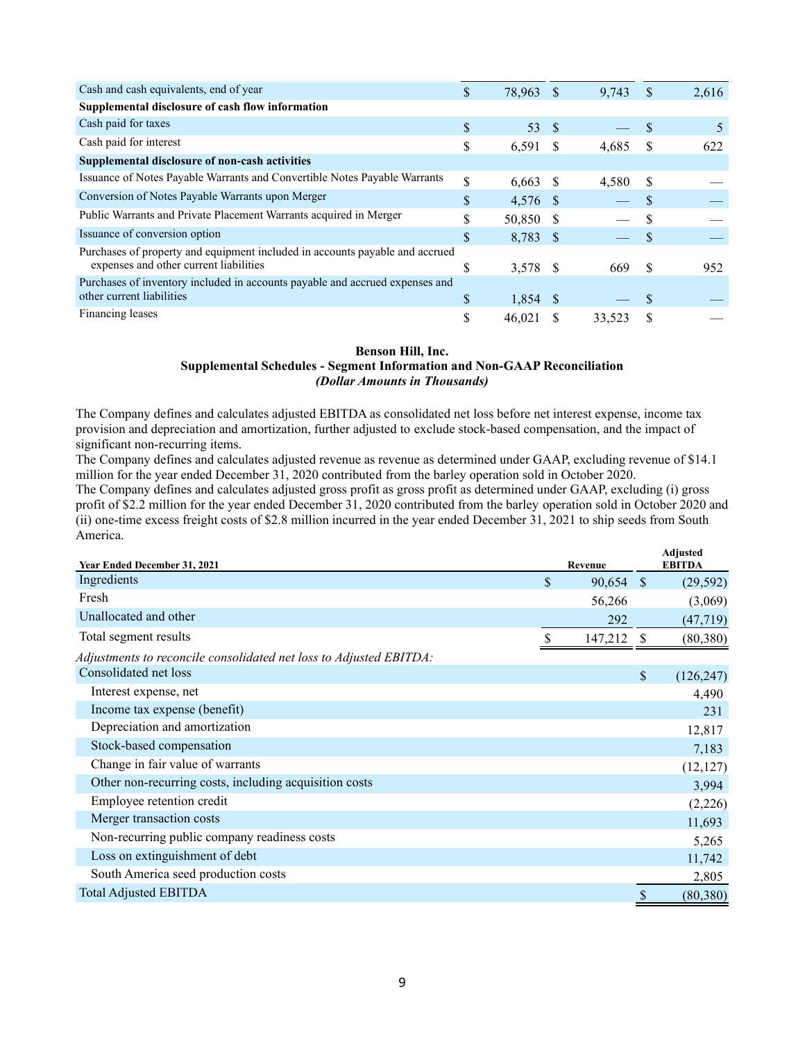| | | | |
|---|---|---|---|
| Cash and cash equivalents, end of year | $ 78,963 | $ 9,743 | $ 2,616 |
| **Supplemental disclosure of cash flow information** | | | |
| Cash paid for taxes | $ 53 | $ — | $ 5 |
| Cash paid for interest | $ 6,591 | $ 4,685 | $ 622 |
| **Supplemental disclosure of non-cash activities** | | | |
| Issuance of Notes Payable Warrants and Convertible Notes Payable Warrants | $ 6,663 | $ 4,580 | $ — |
| Conversion of Notes Payable Warrants upon Merger | $ 4,576 | $ — | $ — |
| Public Warrants and Private Placement Warrants acquired in Merger | $ 50,850 | $ — | $ — |
| Issuance of conversion option | $ 8,783 | $ — | $ — |
| Purchases of property and equipment included in accounts payable and accrued expenses and other current liabilities | $ 3,578 | $ 669 | $ 952 |
| Purchases of inventory included in accounts payable and accrued expenses and other current liabilities | $ 1,854 | $ — | $ — |
| Financing leases | $ 46,021 | $ 33,523 | $ — |

**Benson Hill, Inc.**
**Supplemental Schedules - Segment Information and Non-GAAP Reconciliation**
***(Dollar Amounts in Thousands)***

The Company defines and calculates adjusted EBITDA as consolidated net loss before net interest expense, income tax provision and depreciation and amortization, further adjusted to exclude stock-based compensation, and the impact of significant non-recurring items.
The Company defines and calculates adjusted revenue as revenue as determined under GAAP, excluding revenue of $14.1 million for the year ended December 31, 2020 contributed from the barley operation sold in October 2020.
The Company defines and calculates adjusted gross profit as gross profit as determined under GAAP, excluding (i) gross profit of $2.2 million for the year ended December 31, 2020 contributed from the barley operation sold in October 2020 and (ii) one-time excess freight costs of $2.8 million incurred in the year ended December 31, 2021 to ship seeds from South America.

| Year Ended December 31, 2021 | Revenue | Adjusted EBITDA |
|---|---|---|
| Ingredients | $ 90,654 | $ (29,592) |
| Fresh | 56,266 | (3,069) |
| Unallocated and other | 292 | (47,719) |
| Total segment results | $ 147,212 | $ (80,380) |
| *Adjustments to reconcile consolidated net loss to Adjusted EBITDA:* | | |
| Consolidated net loss | | $ (126,247) |
| Interest expense, net | | 4,490 |
| Income tax expense (benefit) | | 231 |
| Depreciation and amortization | | 12,817 |
| Stock-based compensation | | 7,183 |
| Change in fair value of warrants | | (12,127) |
| Other non-recurring costs, including acquisition costs | | 3,994 |
| Employee retention credit | | (2,226) |
| Merger transaction costs | | 11,693 |
| Non-recurring public company readiness costs | | 5,265 |
| Loss on extinguishment of debt | | 11,742 |
| South America seed production costs | | 2,805 |
| Total Adjusted EBITDA | | $ (80,380) |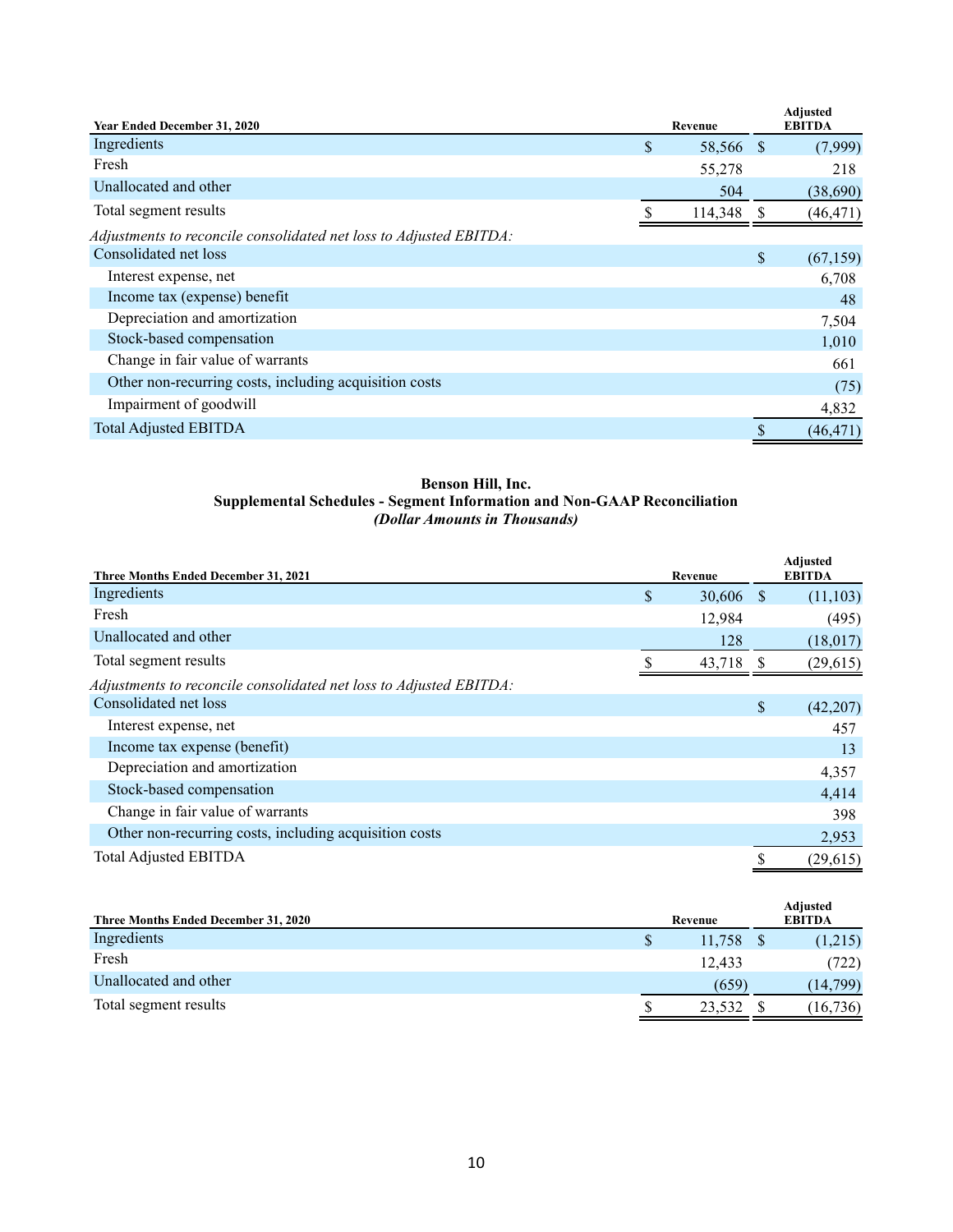| Year Ended December 31, 2020 | Revenue | Adjusted EBITDA |
|---|---|---|
| Ingredients | $ 58,566 | $ (7,999) |
| Fresh | 55,278 | 218 |
| Unallocated and other | 504 | (38,690) |
| Total segment results | $ 114,348 | $ (46,471) |
| *Adjustments to reconcile consolidated net loss to Adjusted EBITDA:* | | |
| Consolidated net loss | | $ (67,159) |
| Interest expense, net | | 6,708 |
| Income tax (expense) benefit | | 48 |
| Depreciation and amortization | | 7,504 |
| Stock-based compensation | | 1,010 |
| Change in fair value of warrants | | 661 |
| Other non-recurring costs, including acquisition costs | | (75) |
| Impairment of goodwill | | 4,832 |
| Total Adjusted EBITDA | | $ (46,471) |

**Benson Hill, Inc.**
**Supplemental Schedules - Segment Information and Non-GAAP Reconciliation**
***(Dollar Amounts in Thousands)***

| Three Months Ended December 31, 2021 | Revenue | Adjusted EBITDA |
|---|---|---|
| Ingredients | $ 30,606 | $ (11,103) |
| Fresh | 12,984 | (495) |
| Unallocated and other | 128 | (18,017) |
| Total segment results | $ 43,718 | $ (29,615) |
| *Adjustments to reconcile consolidated net loss to Adjusted EBITDA:* | | |
| Consolidated net loss | | $ (42,207) |
| Interest expense, net | | 457 |
| Income tax expense (benefit) | | 13 |
| Depreciation and amortization | | 4,357 |
| Stock-based compensation | | 4,414 |
| Change in fair value of warrants | | 398 |
| Other non-recurring costs, including acquisition costs | | 2,953 |
| Total Adjusted EBITDA | | $ (29,615) |

| Three Months Ended December 31, 2020 | Revenue | Adjusted EBITDA |
|---|---|---|
| Ingredients | $ 11,758 | $ (1,215) |
| Fresh | 12,433 | (722) |
| Unallocated and other | (659) | (14,799) |
| Total segment results | $ 23,532 | $ (16,736) |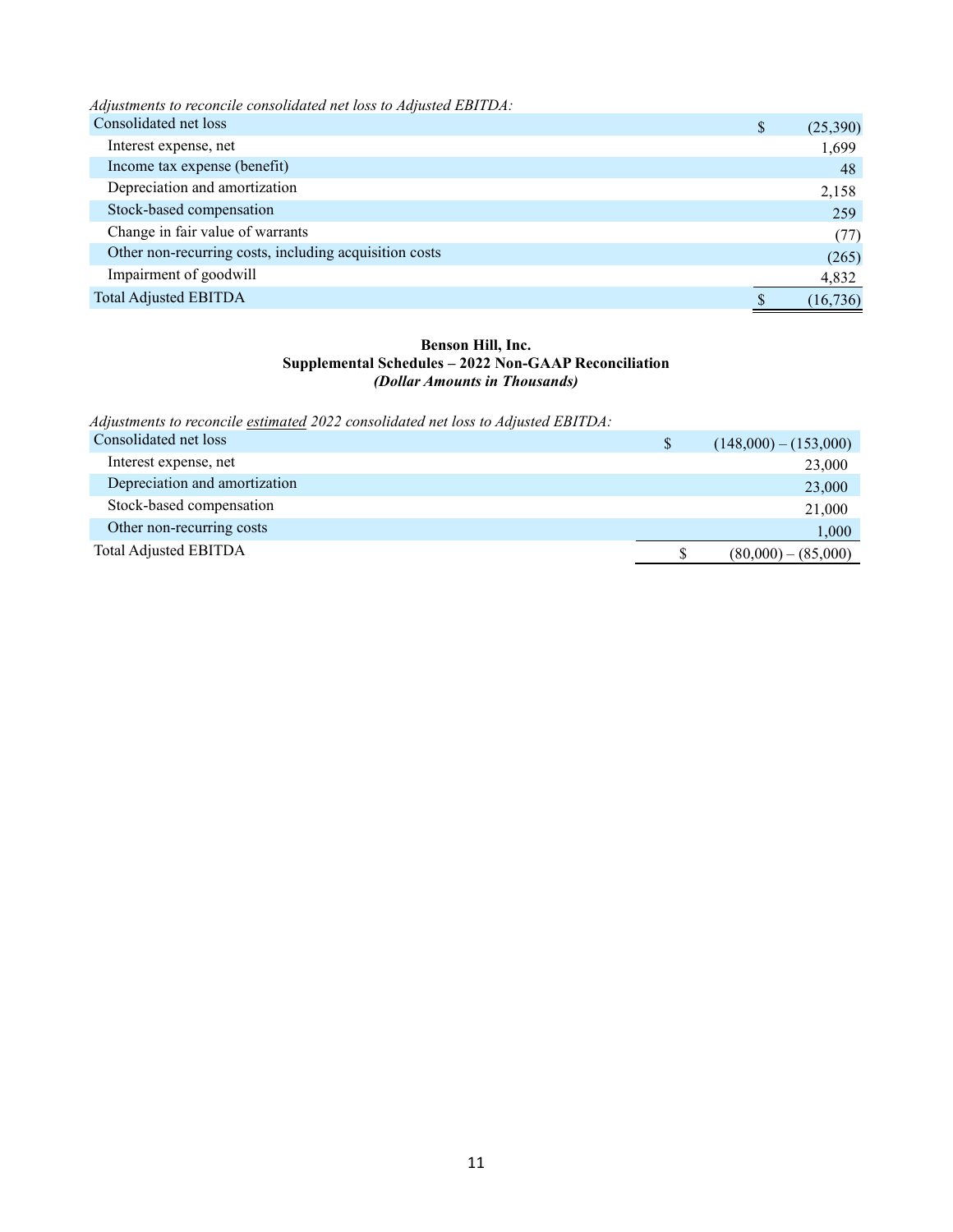*Adjustments to reconcile consolidated net loss to Adjusted EBITDA:*

| | | |
|---|---|---|
| Consolidated net loss | $ | (25,390) |
| Interest expense, net | | 1,699 |
| Income tax expense (benefit) | | 48 |
| Depreciation and amortization | | 2,158 |
| Stock-based compensation | | 259 |
| Change in fair value of warrants | | (77) |
| Other non-recurring costs, including acquisition costs | | (265) |
| Impairment of goodwill | | 4,832 |
| Total Adjusted EBITDA | $ | (16,736) |

**Benson Hill, Inc.**
**Supplemental Schedules – 2022 Non-GAAP Reconciliation**
***(Dollar Amounts in Thousands)***

*Adjustments to reconcile estimated 2022 consolidated net loss to Adjusted EBITDA:*

| | | |
|---|---|---|
| Consolidated net loss | $ | (148,000) – (153,000) |
| Interest expense, net | | 23,000 |
| Depreciation and amortization | | 23,000 |
| Stock-based compensation | | 21,000 |
| Other non-recurring costs | | 1,000 |
| Total Adjusted EBITDA | $ | (80,000) – (85,000) |